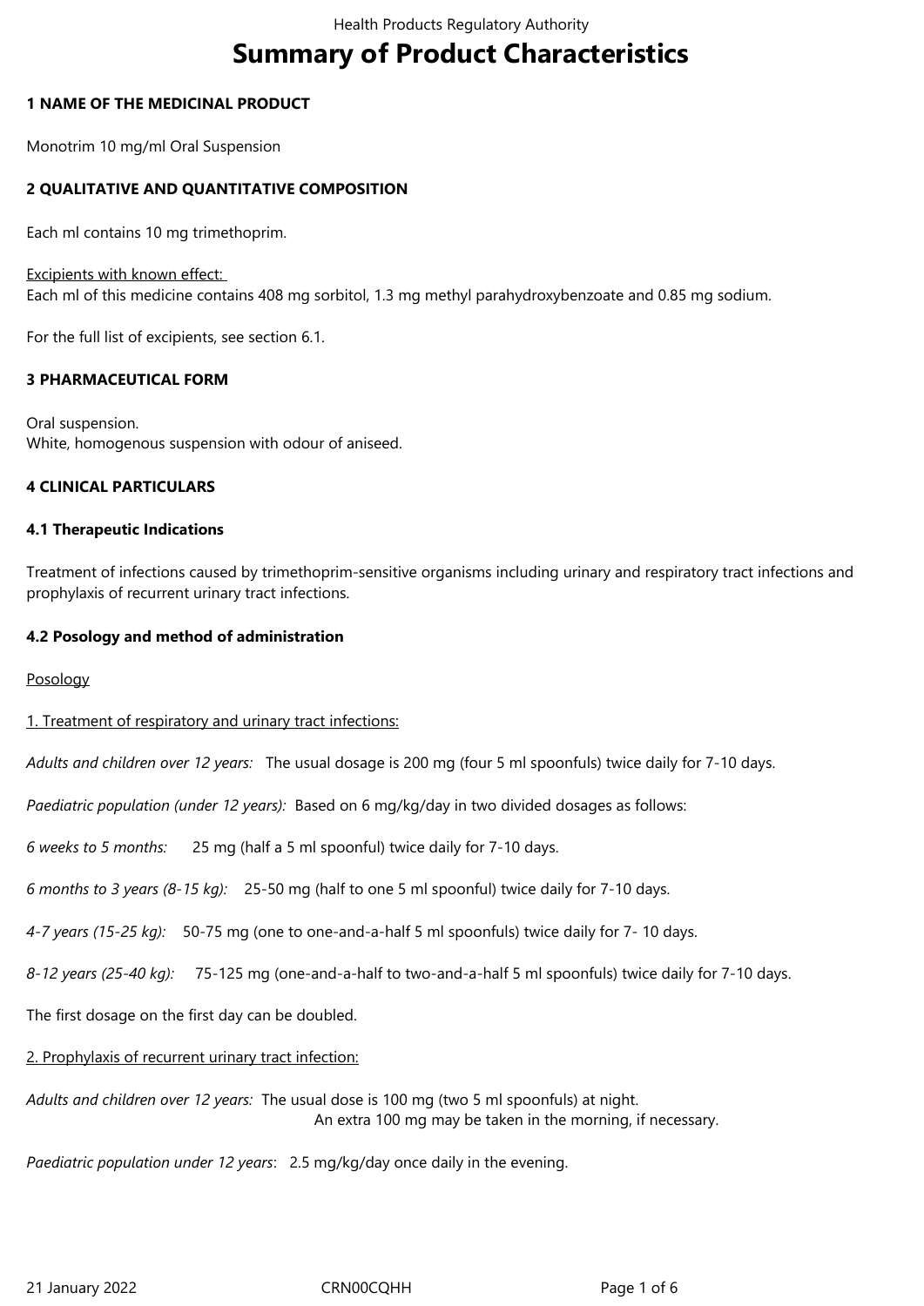# Summary of Product Characteristics

## 1 NAME OF THE MEDICINAL PRODUCT

Monotrim 10 mg/ml Oral Suspension

## 2 QUALITATIVE AND QUANTITATIVE COMPOSITION

Each ml contains 10 mg trimethoprim.

Excipients with known effect:
Each ml of this medicine contains 408 mg sorbitol, 1.3 mg methyl parahydroxybenzoate and 0.85 mg sodium.

For the full list of excipients, see section 6.1.

## 3 PHARMACEUTICAL FORM

Oral suspension.
White, homogenous suspension with odour of aniseed.

## 4 CLINICAL PARTICULARS

### 4.1 Therapeutic Indications

Treatment of infections caused by trimethoprim-sensitive organisms including urinary and respiratory tract infections and prophylaxis of recurrent urinary tract infections.

### 4.2 Posology and method of administration

Posology

1. Treatment of respiratory and urinary tract infections:

*Adults and children over 12 years:* The usual dosage is 200 mg (four 5 ml spoonfuls) twice daily for 7-10 days.

*Paediatric population (under 12 years):* Based on 6 mg/kg/day in two divided dosages as follows:

*6 weeks to 5 months:* 25 mg (half a 5 ml spoonful) twice daily for 7-10 days.

*6 months to 3 years (8-15 kg):* 25-50 mg (half to one 5 ml spoonful) twice daily for 7-10 days.

*4-7 years (15-25 kg):* 50-75 mg (one to one-and-a-half 5 ml spoonfuls) twice daily for 7- 10 days.

*8-12 years (25-40 kg):* 75-125 mg (one-and-a-half to two-and-a-half 5 ml spoonfuls) twice daily for 7-10 days.

The first dosage on the first day can be doubled.

2. Prophylaxis of recurrent urinary tract infection:

*Adults and children over 12 years:* The usual dose is 100 mg (two 5 ml spoonfuls) at night.
An extra 100 mg may be taken in the morning, if necessary.

*Paediatric population under 12 years*: 2.5 mg/kg/day once daily in the evening.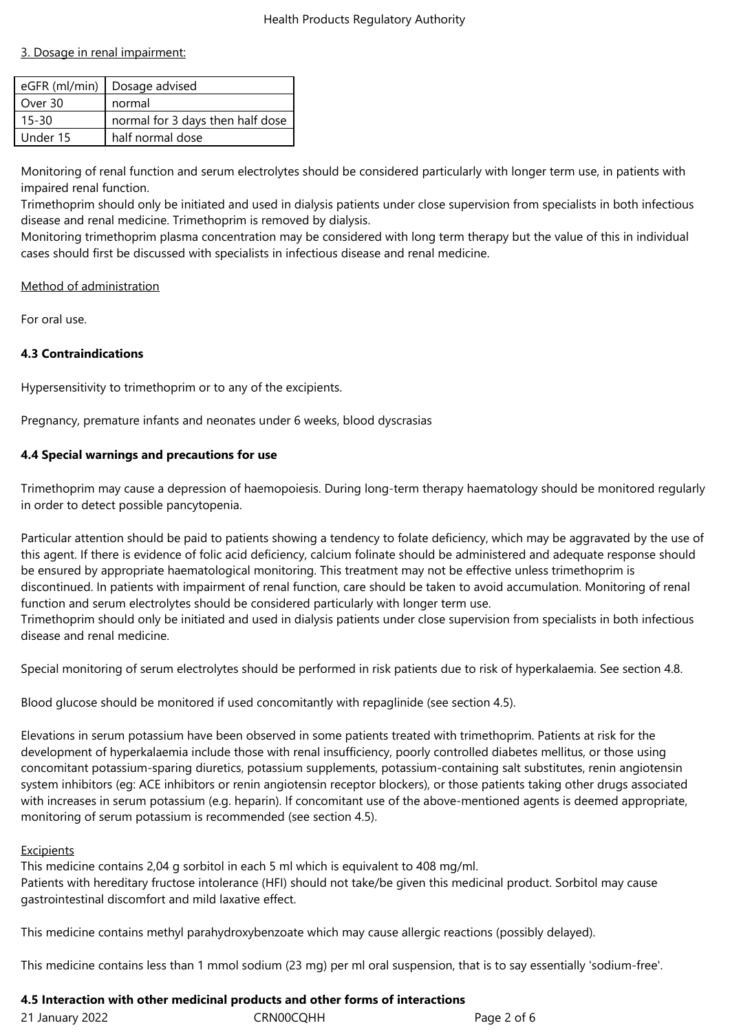3. Dosage in renal impairment:

| eGFR (ml/min) | Dosage advised |
|---|---|
| Over 30 | normal |
| 15-30 | normal for 3 days then half dose |
| Under 15 | half normal dose |

Monitoring of renal function and serum electrolytes should be considered particularly with longer term use, in patients with impaired renal function.
Trimethoprim should only be initiated and used in dialysis patients under close supervision from specialists in both infectious disease and renal medicine. Trimethoprim is removed by dialysis.
Monitoring trimethoprim plasma concentration may be considered with long term therapy but the value of this in individual cases should first be discussed with specialists in infectious disease and renal medicine.

Method of administration

For oral use.

**4.3 Contraindications**

Hypersensitivity to trimethoprim or to any of the excipients.

Pregnancy, premature infants and neonates under 6 weeks, blood dyscrasias

**4.4 Special warnings and precautions for use**

Trimethoprim may cause a depression of haemopoiesis. During long-term therapy haematology should be monitored regularly in order to detect possible pancytopenia.

Particular attention should be paid to patients showing a tendency to folate deficiency, which may be aggravated by the use of this agent. If there is evidence of folic acid deficiency, calcium folinate should be administered and adequate response should be ensured by appropriate haematological monitoring. This treatment may not be effective unless trimethoprim is discontinued. In patients with impairment of renal function, care should be taken to avoid accumulation. Monitoring of renal function and serum electrolytes should be considered particularly with longer term use.
Trimethoprim should only be initiated and used in dialysis patients under close supervision from specialists in both infectious disease and renal medicine.

Special monitoring of serum electrolytes should be performed in risk patients due to risk of hyperkalaemia. See section 4.8.

Blood glucose should be monitored if used concomitantly with repaglinide (see section 4.5).

Elevations in serum potassium have been observed in some patients treated with trimethoprim. Patients at risk for the development of hyperkalaemia include those with renal insufficiency, poorly controlled diabetes mellitus, or those using concomitant potassium-sparing diuretics, potassium supplements, potassium-containing salt substitutes, renin angiotensin system inhibitors (eg: ACE inhibitors or renin angiotensin receptor blockers), or those patients taking other drugs associated with increases in serum potassium (e.g. heparin). If concomitant use of the above-mentioned agents is deemed appropriate, monitoring of serum potassium is recommended (see section 4.5).

Excipients
This medicine contains 2,04 g sorbitol in each 5 ml which is equivalent to 408 mg/ml.
Patients with hereditary fructose intolerance (HFI) should not take/be given this medicinal product. Sorbitol may cause gastrointestinal discomfort and mild laxative effect.

This medicine contains methyl parahydroxybenzoate which may cause allergic reactions (possibly delayed).

This medicine contains less than 1 mmol sodium (23 mg) per ml oral suspension, that is to say essentially 'sodium-free'.

**4.5 Interaction with other medicinal products and other forms of interactions**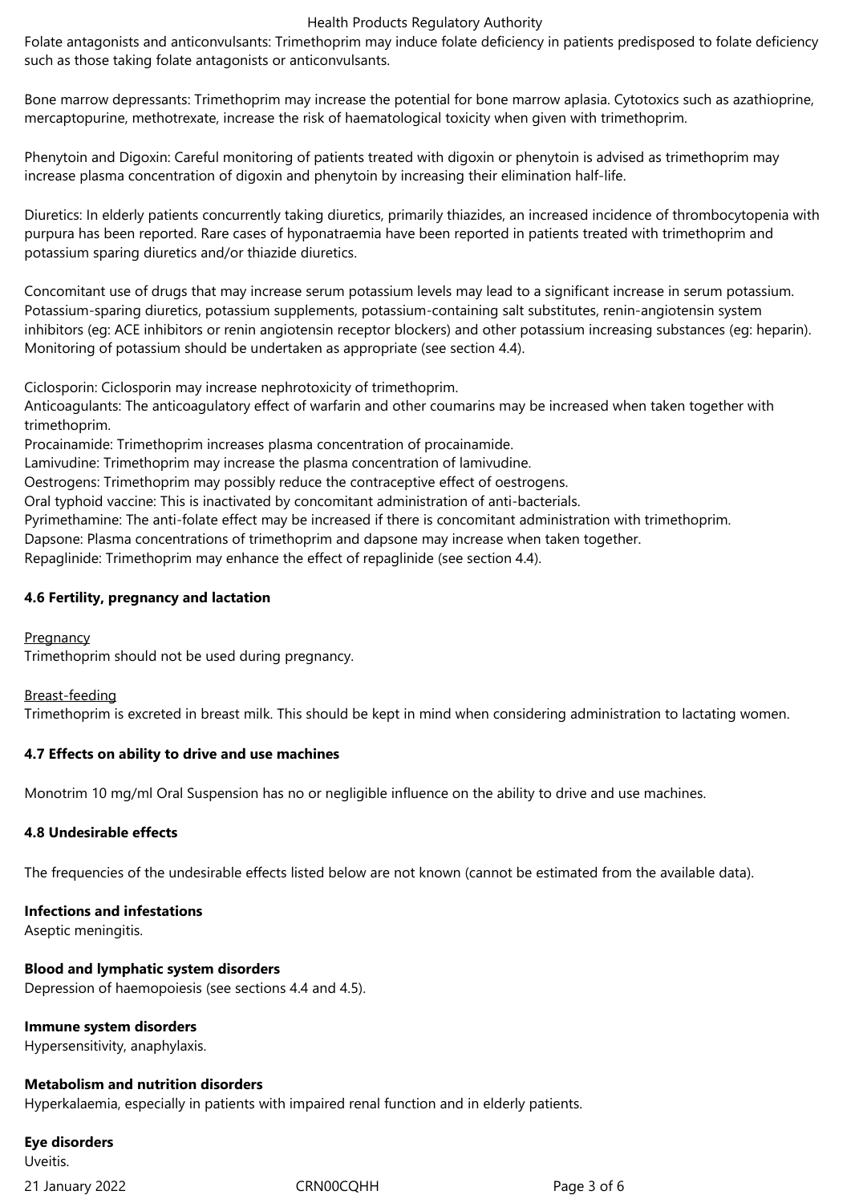Folate antagonists and anticonvulsants: Trimethoprim may induce folate deficiency in patients predisposed to folate deficiency such as those taking folate antagonists or anticonvulsants.

Bone marrow depressants: Trimethoprim may increase the potential for bone marrow aplasia. Cytotoxics such as azathioprine, mercaptopurine, methotrexate, increase the risk of haematological toxicity when given with trimethoprim.

Phenytoin and Digoxin: Careful monitoring of patients treated with digoxin or phenytoin is advised as trimethoprim may increase plasma concentration of digoxin and phenytoin by increasing their elimination half-life.

Diuretics: In elderly patients concurrently taking diuretics, primarily thiazides, an increased incidence of thrombocytopenia with purpura has been reported. Rare cases of hyponatraemia have been reported in patients treated with trimethoprim and potassium sparing diuretics and/or thiazide diuretics.

Concomitant use of drugs that may increase serum potassium levels may lead to a significant increase in serum potassium. Potassium-sparing diuretics, potassium supplements, potassium-containing salt substitutes, renin-angiotensin system inhibitors (eg: ACE inhibitors or renin angiotensin receptor blockers) and other potassium increasing substances (eg: heparin). Monitoring of potassium should be undertaken as appropriate (see section 4.4).

Ciclosporin: Ciclosporin may increase nephrotoxicity of trimethoprim.
Anticoagulants: The anticoagulatory effect of warfarin and other coumarins may be increased when taken together with trimethoprim.
Procainamide: Trimethoprim increases plasma concentration of procainamide.
Lamivudine: Trimethoprim may increase the plasma concentration of lamivudine.
Oestrogens: Trimethoprim may possibly reduce the contraceptive effect of oestrogens.
Oral typhoid vaccine: This is inactivated by concomitant administration of anti-bacterials.
Pyrimethamine: The anti-folate effect may be increased if there is concomitant administration with trimethoprim.
Dapsone: Plasma concentrations of trimethoprim and dapsone may increase when taken together.
Repaglinide: Trimethoprim may enhance the effect of repaglinide (see section 4.4).

### 4.6 Fertility, pregnancy and lactation

Pregnancy
Trimethoprim should not be used during pregnancy.

Breast-feeding
Trimethoprim is excreted in breast milk. This should be kept in mind when considering administration to lactating women.

### 4.7 Effects on ability to drive and use machines

Monotrim 10 mg/ml Oral Suspension has no or negligible influence on the ability to drive and use machines.

### 4.8 Undesirable effects

The frequencies of the undesirable effects listed below are not known (cannot be estimated from the available data).

**Infections and infestations**
Aseptic meningitis.

**Blood and lymphatic system disorders**
Depression of haemopoiesis (see sections 4.4 and 4.5).

**Immune system disorders**
Hypersensitivity, anaphylaxis.

**Metabolism and nutrition disorders**
Hyperkalaemia, especially in patients with impaired renal function and in elderly patients.

**Eye disorders**
Uveitis.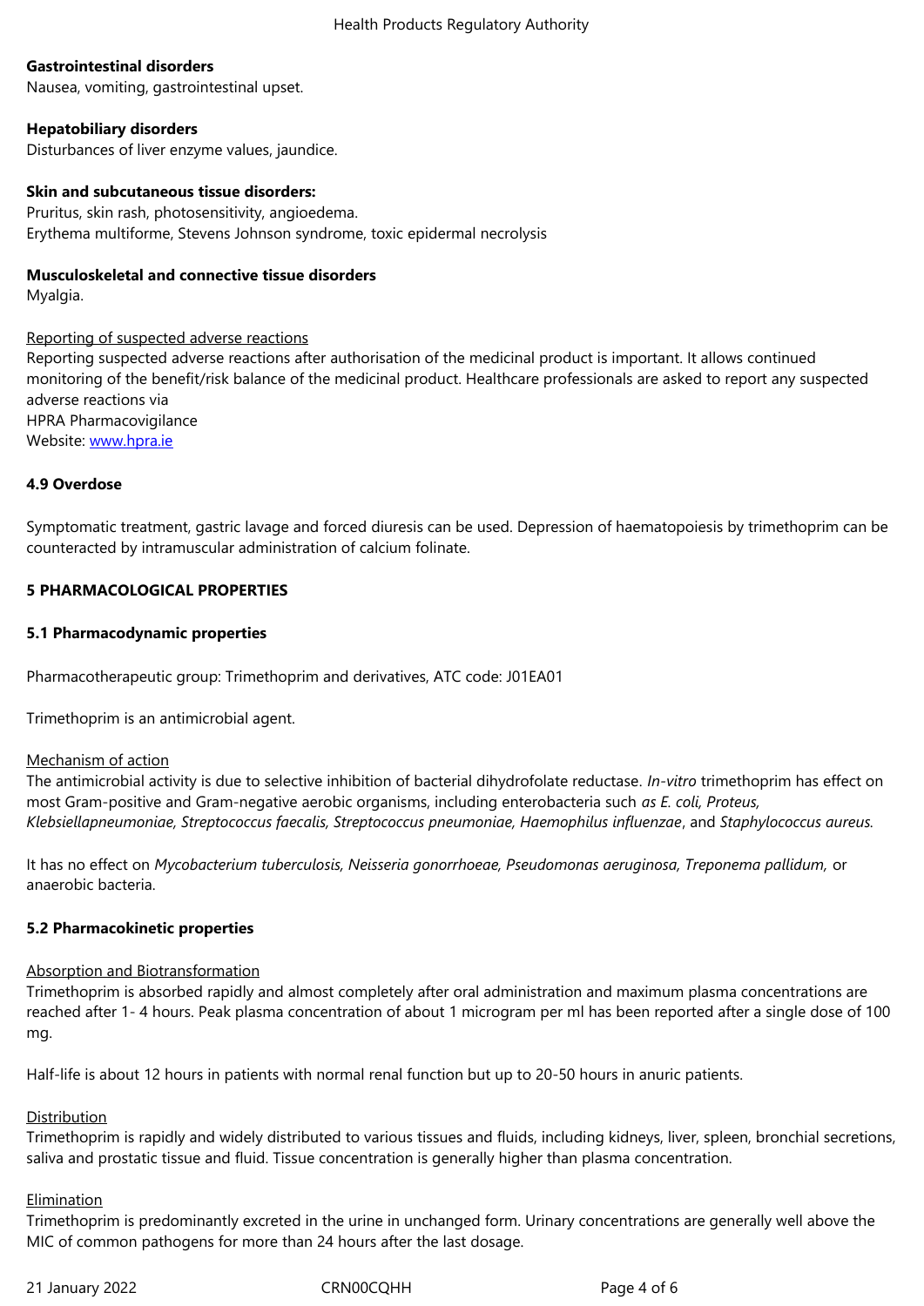**Gastrointestinal disorders**
Nausea, vomiting, gastrointestinal upset.

**Hepatobiliary disorders**
Disturbances of liver enzyme values, jaundice.

**Skin and subcutaneous tissue disorders:**
Pruritus, skin rash, photosensitivity, angioedema.
Erythema multiforme, Stevens Johnson syndrome, toxic epidermal necrolysis

**Musculoskeletal and connective tissue disorders**
Myalgia.

Reporting of suspected adverse reactions
Reporting suspected adverse reactions after authorisation of the medicinal product is important. It allows continued monitoring of the benefit/risk balance of the medicinal product. Healthcare professionals are asked to report any suspected adverse reactions via
HPRA Pharmacovigilance
Website: www.hpra.ie

## 4.9 Overdose

Symptomatic treatment, gastric lavage and forced diuresis can be used. Depression of haematopoiesis by trimethoprim can be counteracted by intramuscular administration of calcium folinate.

# 5 PHARMACOLOGICAL PROPERTIES

## 5.1 Pharmacodynamic properties

Pharmacotherapeutic group: Trimethoprim and derivatives, ATC code: J01EA01

Trimethoprim is an antimicrobial agent.

Mechanism of action
The antimicrobial activity is due to selective inhibition of bacterial dihydrofolate reductase. *In-vitro* trimethoprim has effect on most Gram-positive and Gram-negative aerobic organisms, including enterobacteria such *as E. coli, Proteus, Klebsiellapneumoniae, Streptococcus faecalis, Streptococcus pneumoniae, Haemophilus influenzae*, and *Staphylococcus aureus.*

It has no effect on *Mycobacterium tuberculosis, Neisseria gonorrhoeae, Pseudomonas aeruginosa, Treponema pallidum,* or anaerobic bacteria.

## 5.2 Pharmacokinetic properties

Absorption and Biotransformation
Trimethoprim is absorbed rapidly and almost completely after oral administration and maximum plasma concentrations are reached after 1- 4 hours. Peak plasma concentration of about 1 microgram per ml has been reported after a single dose of 100 mg.

Half-life is about 12 hours in patients with normal renal function but up to 20-50 hours in anuric patients.

Distribution
Trimethoprim is rapidly and widely distributed to various tissues and fluids, including kidneys, liver, spleen, bronchial secretions, saliva and prostatic tissue and fluid. Tissue concentration is generally higher than plasma concentration.

Elimination
Trimethoprim is predominantly excreted in the urine in unchanged form. Urinary concentrations are generally well above the MIC of common pathogens for more than 24 hours after the last dosage.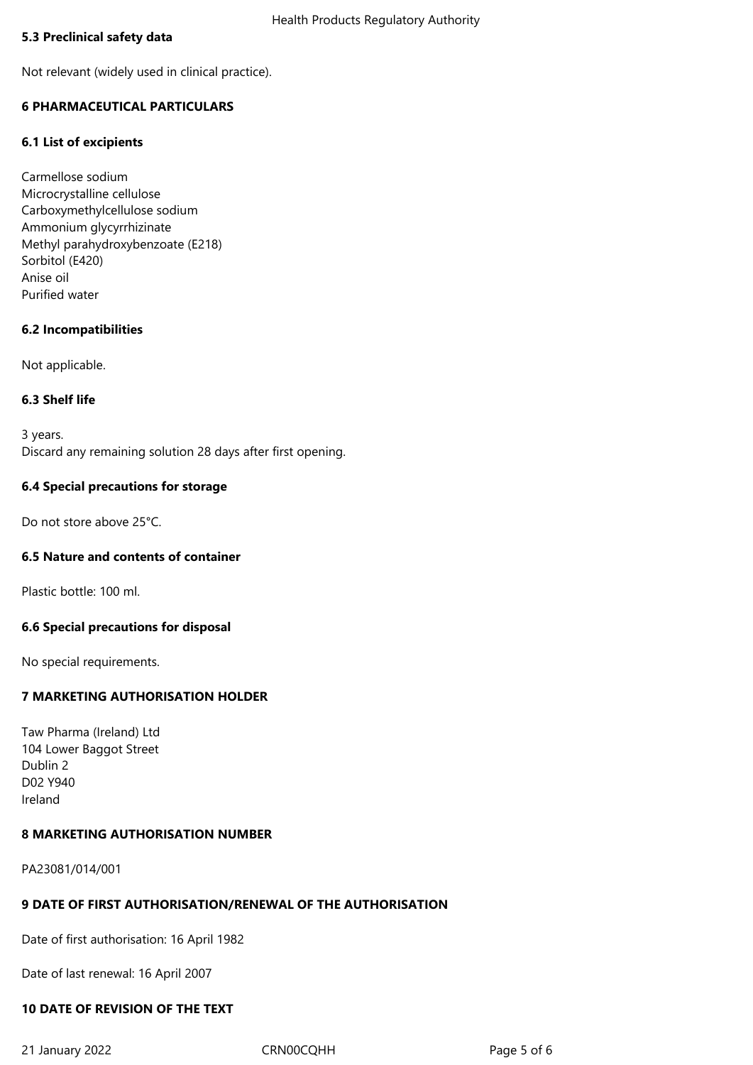### 5.3 Preclinical safety data

Not relevant (widely used in clinical practice).

## 6 PHARMACEUTICAL PARTICULARS

### 6.1 List of excipients

Carmellose sodium
Microcrystalline cellulose
Carboxymethylcellulose sodium
Ammonium glycyrrhizinate
Methyl parahydroxybenzoate (E218)
Sorbitol (E420)
Anise oil
Purified water

### 6.2 Incompatibilities

Not applicable.

### 6.3 Shelf life

3 years.
Discard any remaining solution 28 days after first opening.

### 6.4 Special precautions for storage

Do not store above 25°C.

### 6.5 Nature and contents of container

Plastic bottle: 100 ml.

### 6.6 Special precautions for disposal

No special requirements.

## 7 MARKETING AUTHORISATION HOLDER

Taw Pharma (Ireland) Ltd
104 Lower Baggot Street
Dublin 2
D02 Y940
Ireland

## 8 MARKETING AUTHORISATION NUMBER

PA23081/014/001

## 9 DATE OF FIRST AUTHORISATION/RENEWAL OF THE AUTHORISATION

Date of first authorisation: 16 April 1982

Date of last renewal: 16 April 2007

## 10 DATE OF REVISION OF THE TEXT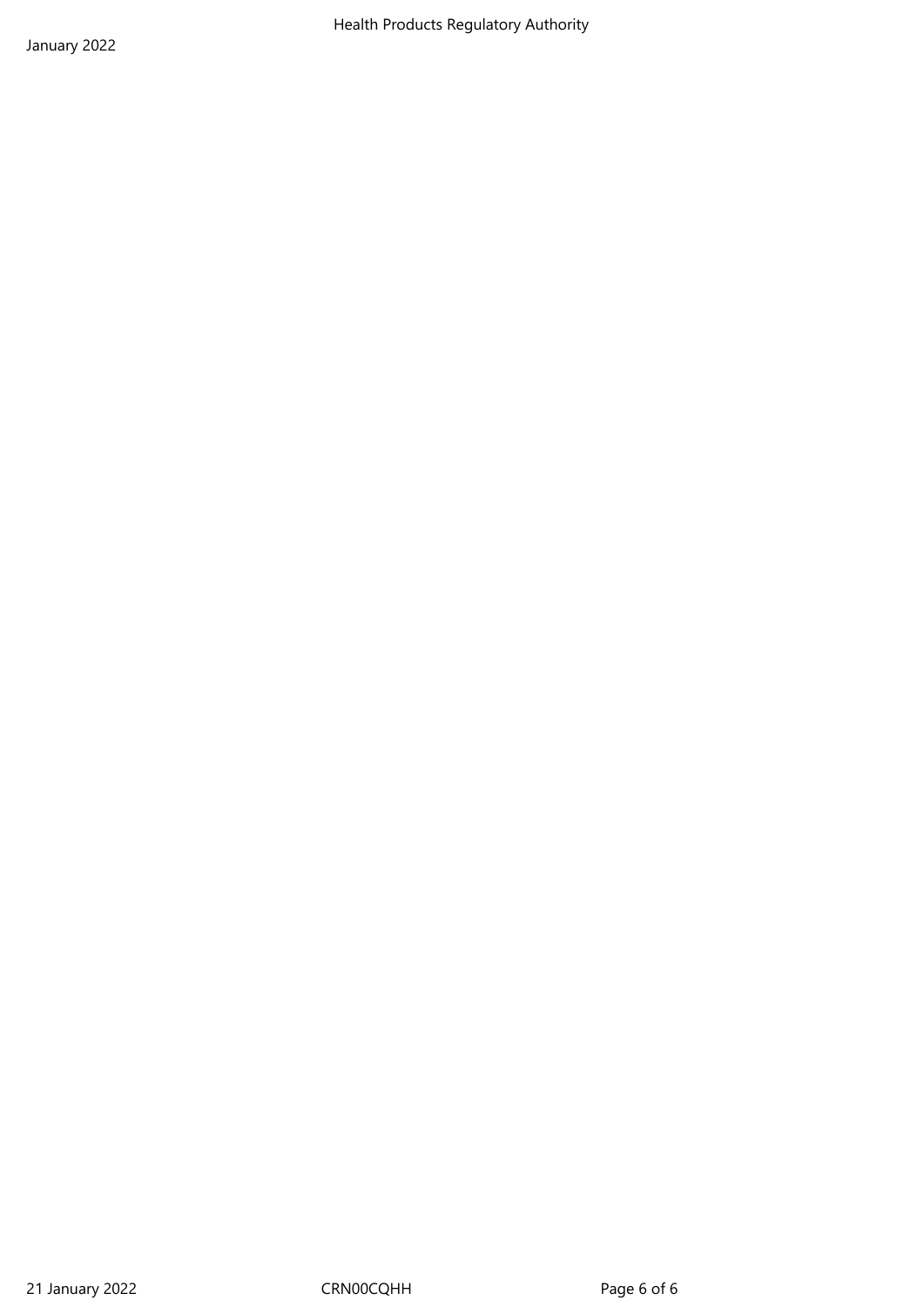January 2022